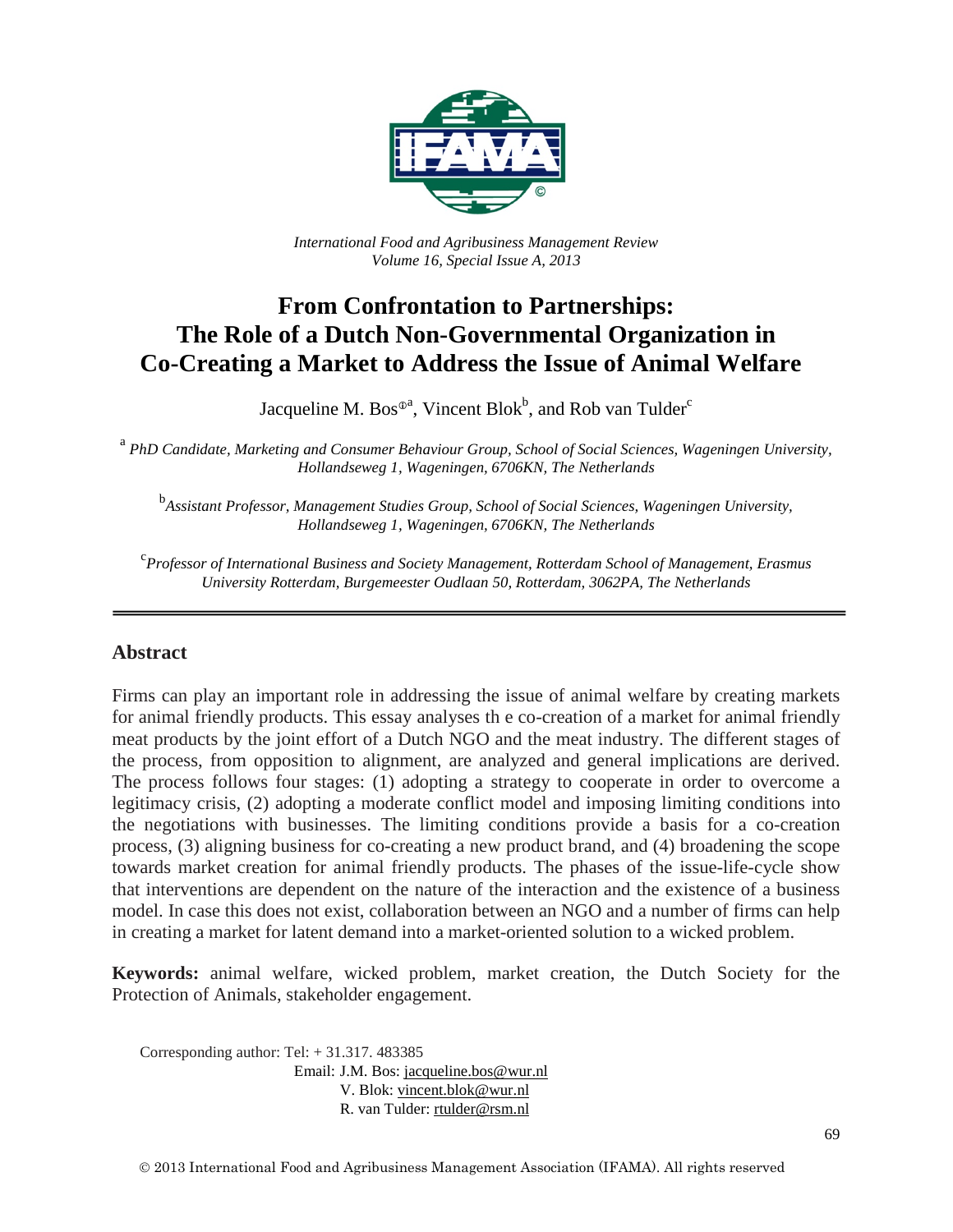*International Food and Agribusiness Management Review*
*Volume 16, Special Issue A, 2013*

# From Confrontation to Partnerships: The Role of a Dutch Non-Governmental Organization in Co-Creating a Market to Address the Issue of Animal Welfare

Jacqueline M. Bos[Φa], Vincent Blok[b], and Rob van Tulder[c]

[a] *PhD Candidate, Marketing and Consumer Behaviour Group, School of Social Sciences, Wageningen University, Hollandseweg 1, Wageningen, 6706KN, The Netherlands*

[b] *Assistant Professor, Management Studies Group, School of Social Sciences, Wageningen University, Hollandseweg 1, Wageningen, 6706KN, The Netherlands*

[c] *Professor of International Business and Society Management, Rotterdam School of Management, Erasmus University Rotterdam, Burgemeester Oudlaan 50, Rotterdam, 3062PA, The Netherlands*

## Abstract

Firms can play an important role in addressing the issue of animal welfare by creating markets for animal friendly products. This essay analyses th e co-creation of a market for animal friendly meat products by the joint effort of a Dutch NGO and the meat industry. The different stages of the process, from opposition to alignment, are analyzed and general implications are derived. The process follows four stages: (1) adopting a strategy to cooperate in order to overcome a legitimacy crisis, (2) adopting a moderate conflict model and imposing limiting conditions into the negotiations with businesses. The limiting conditions provide a basis for a co-creation process, (3) aligning business for co-creating a new product brand, and (4) broadening the scope towards market creation for animal friendly products. The phases of the issue-life-cycle show that interventions are dependent on the nature of the interaction and the existence of a business model. In case this does not exist, collaboration between an NGO and a number of firms can help in creating a market for latent demand into a market-oriented solution to a wicked problem.

**Keywords:** animal welfare, wicked problem, market creation, the Dutch Society for the Protection of Animals, stakeholder engagement.

Corresponding author: Tel: + 31.317. 483385
Email: J.M. Bos: jacqueline.bos@wur.nl
V. Blok: vincent.blok@wur.nl
R. van Tulder: rtulder@rsm.nl

© 2013 International Food and Agribusiness Management Association (IFAMA). All rights reserved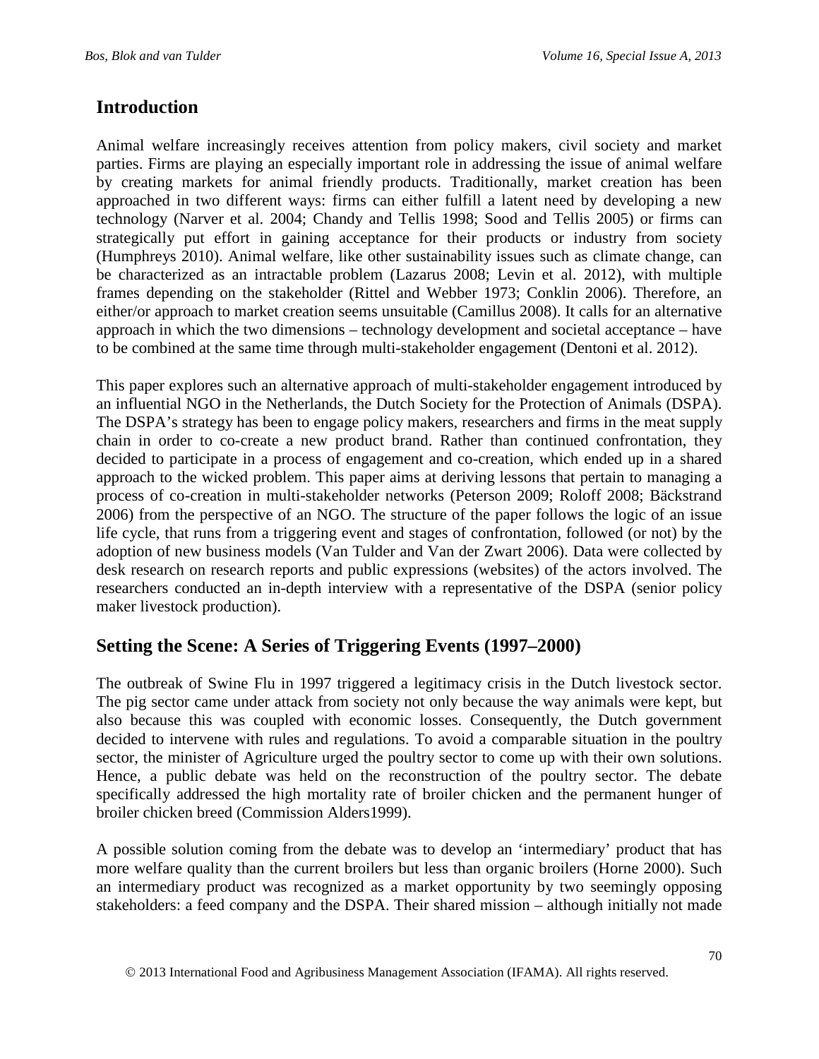## Introduction

Animal welfare increasingly receives attention from policy makers, civil society and market parties. Firms are playing an especially important role in addressing the issue of animal welfare by creating markets for animal friendly products. Traditionally, market creation has been approached in two different ways: firms can either fulfill a latent need by developing a new technology (Narver et al. 2004; Chandy and Tellis 1998; Sood and Tellis 2005) or firms can strategically put effort in gaining acceptance for their products or industry from society (Humphreys 2010). Animal welfare, like other sustainability issues such as climate change, can be characterized as an intractable problem (Lazarus 2008; Levin et al. 2012), with multiple frames depending on the stakeholder (Rittel and Webber 1973; Conklin 2006). Therefore, an either/or approach to market creation seems unsuitable (Camillus 2008). It calls for an alternative approach in which the two dimensions – technology development and societal acceptance – have to be combined at the same time through multi-stakeholder engagement (Dentoni et al. 2012).

This paper explores such an alternative approach of multi-stakeholder engagement introduced by an influential NGO in the Netherlands, the Dutch Society for the Protection of Animals (DSPA). The DSPA's strategy has been to engage policy makers, researchers and firms in the meat supply chain in order to co-create a new product brand. Rather than continued confrontation, they decided to participate in a process of engagement and co-creation, which ended up in a shared approach to the wicked problem. This paper aims at deriving lessons that pertain to managing a process of co-creation in multi-stakeholder networks (Peterson 2009; Roloff 2008; Bäckstrand 2006) from the perspective of an NGO. The structure of the paper follows the logic of an issue life cycle, that runs from a triggering event and stages of confrontation, followed (or not) by the adoption of new business models (Van Tulder and Van der Zwart 2006). Data were collected by desk research on research reports and public expressions (websites) of the actors involved. The researchers conducted an in-depth interview with a representative of the DSPA (senior policy maker livestock production).

## Setting the Scene: A Series of Triggering Events (1997–2000)

The outbreak of Swine Flu in 1997 triggered a legitimacy crisis in the Dutch livestock sector. The pig sector came under attack from society not only because the way animals were kept, but also because this was coupled with economic losses. Consequently, the Dutch government decided to intervene with rules and regulations. To avoid a comparable situation in the poultry sector, the minister of Agriculture urged the poultry sector to come up with their own solutions. Hence, a public debate was held on the reconstruction of the poultry sector. The debate specifically addressed the high mortality rate of broiler chicken and the permanent hunger of broiler chicken breed (Commission Alders1999).

A possible solution coming from the debate was to develop an 'intermediary' product that has more welfare quality than the current broilers but less than organic broilers (Horne 2000). Such an intermediary product was recognized as a market opportunity by two seemingly opposing stakeholders: a feed company and the DSPA. Their shared mission – although initially not made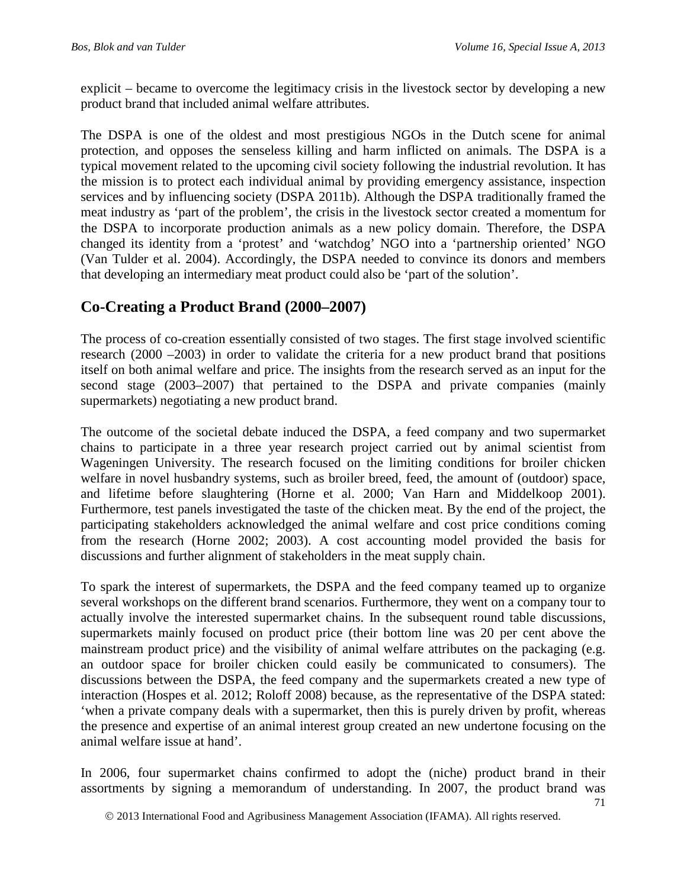explicit – became to overcome the legitimacy crisis in the livestock sector by developing a new product brand that included animal welfare attributes.

The DSPA is one of the oldest and most prestigious NGOs in the Dutch scene for animal protection, and opposes the senseless killing and harm inflicted on animals. The DSPA is a typical movement related to the upcoming civil society following the industrial revolution. It has the mission is to protect each individual animal by providing emergency assistance, inspection services and by influencing society (DSPA 2011b). Although the DSPA traditionally framed the meat industry as 'part of the problem', the crisis in the livestock sector created a momentum for the DSPA to incorporate production animals as a new policy domain. Therefore, the DSPA changed its identity from a 'protest' and 'watchdog' NGO into a 'partnership oriented' NGO (Van Tulder et al. 2004). Accordingly, the DSPA needed to convince its donors and members that developing an intermediary meat product could also be 'part of the solution'.

## Co-Creating a Product Brand (2000–2007)

The process of co-creation essentially consisted of two stages. The first stage involved scientific research (2000 –2003) in order to validate the criteria for a new product brand that positions itself on both animal welfare and price. The insights from the research served as an input for the second stage (2003–2007) that pertained to the DSPA and private companies (mainly supermarkets) negotiating a new product brand.

The outcome of the societal debate induced the DSPA, a feed company and two supermarket chains to participate in a three year research project carried out by animal scientist from Wageningen University. The research focused on the limiting conditions for broiler chicken welfare in novel husbandry systems, such as broiler breed, feed, the amount of (outdoor) space, and lifetime before slaughtering (Horne et al. 2000; Van Harn and Middelkoop 2001). Furthermore, test panels investigated the taste of the chicken meat. By the end of the project, the participating stakeholders acknowledged the animal welfare and cost price conditions coming from the research (Horne 2002; 2003). A cost accounting model provided the basis for discussions and further alignment of stakeholders in the meat supply chain.

To spark the interest of supermarkets, the DSPA and the feed company teamed up to organize several workshops on the different brand scenarios. Furthermore, they went on a company tour to actually involve the interested supermarket chains. In the subsequent round table discussions, supermarkets mainly focused on product price (their bottom line was 20 per cent above the mainstream product price) and the visibility of animal welfare attributes on the packaging (e.g. an outdoor space for broiler chicken could easily be communicated to consumers). The discussions between the DSPA, the feed company and the supermarkets created a new type of interaction (Hospes et al. 2012; Roloff 2008) because, as the representative of the DSPA stated: 'when a private company deals with a supermarket, then this is purely driven by profit, whereas the presence and expertise of an animal interest group created an new undertone focusing on the animal welfare issue at hand'.

In 2006, four supermarket chains confirmed to adopt the (niche) product brand in their assortments by signing a memorandum of understanding. In 2007, the product brand was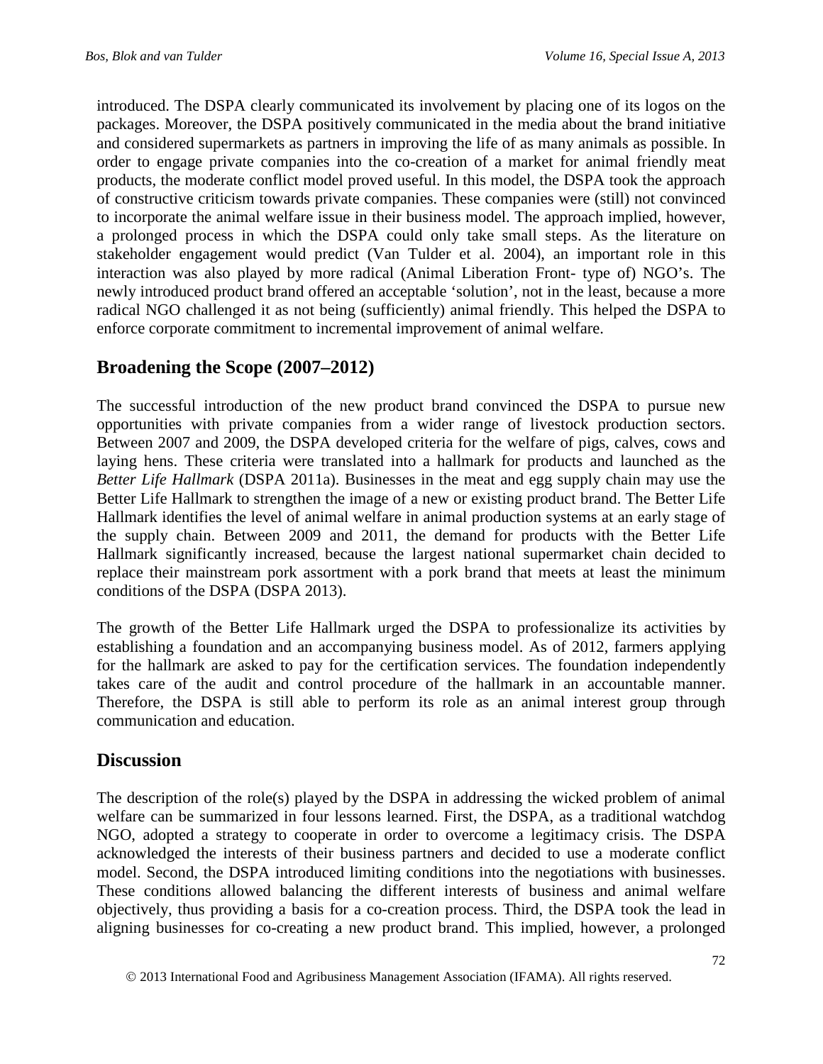introduced. The DSPA clearly communicated its involvement by placing one of its logos on the packages. Moreover, the DSPA positively communicated in the media about the brand initiative and considered supermarkets as partners in improving the life of as many animals as possible. In order to engage private companies into the co-creation of a market for animal friendly meat products, the moderate conflict model proved useful. In this model, the DSPA took the approach of constructive criticism towards private companies. These companies were (still) not convinced to incorporate the animal welfare issue in their business model. The approach implied, however, a prolonged process in which the DSPA could only take small steps. As the literature on stakeholder engagement would predict (Van Tulder et al. 2004), an important role in this interaction was also played by more radical (Animal Liberation Front- type of) NGO's. The newly introduced product brand offered an acceptable 'solution', not in the least, because a more radical NGO challenged it as not being (sufficiently) animal friendly. This helped the DSPA to enforce corporate commitment to incremental improvement of animal welfare.

## Broadening the Scope (2007–2012)

The successful introduction of the new product brand convinced the DSPA to pursue new opportunities with private companies from a wider range of livestock production sectors. Between 2007 and 2009, the DSPA developed criteria for the welfare of pigs, calves, cows and laying hens. These criteria were translated into a hallmark for products and launched as the *Better Life Hallmark* (DSPA 2011a). Businesses in the meat and egg supply chain may use the Better Life Hallmark to strengthen the image of a new or existing product brand. The Better Life Hallmark identifies the level of animal welfare in animal production systems at an early stage of the supply chain. Between 2009 and 2011, the demand for products with the Better Life Hallmark significantly increased, because the largest national supermarket chain decided to replace their mainstream pork assortment with a pork brand that meets at least the minimum conditions of the DSPA (DSPA 2013).

The growth of the Better Life Hallmark urged the DSPA to professionalize its activities by establishing a foundation and an accompanying business model. As of 2012, farmers applying for the hallmark are asked to pay for the certification services. The foundation independently takes care of the audit and control procedure of the hallmark in an accountable manner. Therefore, the DSPA is still able to perform its role as an animal interest group through communication and education.

## Discussion

The description of the role(s) played by the DSPA in addressing the wicked problem of animal welfare can be summarized in four lessons learned. First, the DSPA, as a traditional watchdog NGO, adopted a strategy to cooperate in order to overcome a legitimacy crisis. The DSPA acknowledged the interests of their business partners and decided to use a moderate conflict model. Second, the DSPA introduced limiting conditions into the negotiations with businesses. These conditions allowed balancing the different interests of business and animal welfare objectively, thus providing a basis for a co-creation process. Third, the DSPA took the lead in aligning businesses for co-creating a new product brand. This implied, however, a prolonged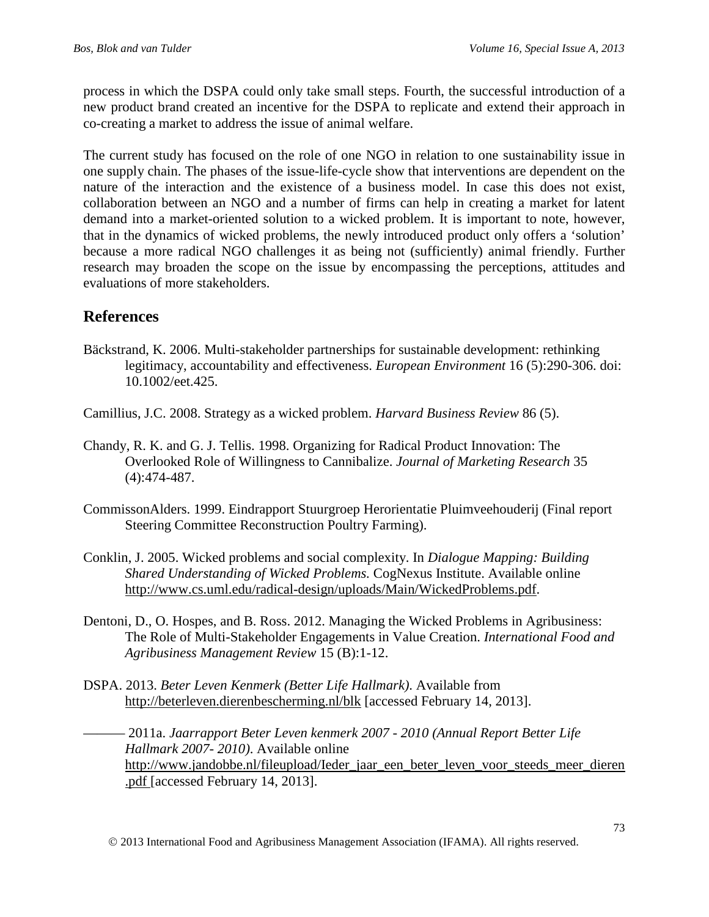process in which the DSPA could only take small steps. Fourth, the successful introduction of a new product brand created an incentive for the DSPA to replicate and extend their approach in co-creating a market to address the issue of animal welfare.

The current study has focused on the role of one NGO in relation to one sustainability issue in one supply chain. The phases of the issue-life-cycle show that interventions are dependent on the nature of the interaction and the existence of a business model. In case this does not exist, collaboration between an NGO and a number of firms can help in creating a market for latent demand into a market-oriented solution to a wicked problem. It is important to note, however, that in the dynamics of wicked problems, the newly introduced product only offers a 'solution' because a more radical NGO challenges it as being not (sufficiently) animal friendly. Further research may broaden the scope on the issue by encompassing the perceptions, attitudes and evaluations of more stakeholders.

## References

Bäckstrand, K. 2006. Multi-stakeholder partnerships for sustainable development: rethinking legitimacy, accountability and effectiveness. *European Environment* 16 (5):290-306. doi: 10.1002/eet.425.

Camillius, J.C. 2008. Strategy as a wicked problem. *Harvard Business Review* 86 (5).

Chandy, R. K. and G. J. Tellis. 1998. Organizing for Radical Product Innovation: The Overlooked Role of Willingness to Cannibalize. *Journal of Marketing Research* 35 (4):474-487.

CommissonAlders. 1999. Eindrapport Stuurgroep Herorientatie Pluimveehouderij (Final report Steering Committee Reconstruction Poultry Farming).

Conklin, J. 2005. Wicked problems and social complexity. In *Dialogue Mapping: Building Shared Understanding of Wicked Problems.* CogNexus Institute. Available online http://www.cs.uml.edu/radical-design/uploads/Main/WickedProblems.pdf.

Dentoni, D., O. Hospes, and B. Ross. 2012. Managing the Wicked Problems in Agribusiness: The Role of Multi-Stakeholder Engagements in Value Creation. *International Food and Agribusiness Management Review* 15 (B):1-12.

DSPA. 2013. *Beter Leven Kenmerk (Better Life Hallmark).* Available from http://beterleven.dierenbescherming.nl/blk [accessed February 14, 2013].

——— 2011a. *Jaarrapport Beter Leven kenmerk 2007 - 2010 (Annual Report Better Life Hallmark 2007- 2010).* Available online http://www.jandobbe.nl/fileupload/Ieder_jaar_een_beter_leven_voor_steeds_meer_dieren.pdf [accessed February 14, 2013].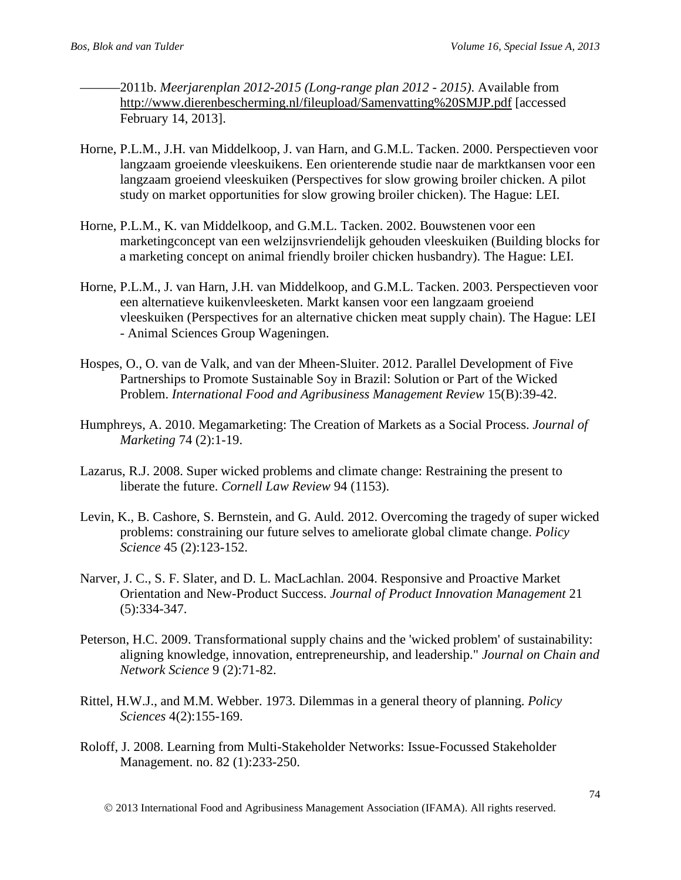———2011b. *Meerjarenplan 2012-2015 (Long-range plan 2012 - 2015)*. Available from http://www.dierenbescherming.nl/fileupload/Samenvatting%20SMJP.pdf [accessed February 14, 2013].

Horne, P.L.M., J.H. van Middelkoop, J. van Harn, and G.M.L. Tacken. 2000. Perspectieven voor langzaam groeiende vleeskuikens. Een orienterende studie naar de marktkansen voor een langzaam groeiend vleeskuiken (Perspectives for slow growing broiler chicken. A pilot study on market opportunities for slow growing broiler chicken). The Hague: LEI.

Horne, P.L.M., K. van Middelkoop, and G.M.L. Tacken. 2002. Bouwstenen voor een marketingconcept van een welzijnsvriendelijk gehouden vleeskuiken (Building blocks for a marketing concept on animal friendly broiler chicken husbandry). The Hague: LEI.

Horne, P.L.M., J. van Harn, J.H. van Middelkoop, and G.M.L. Tacken. 2003. Perspectieven voor een alternatieve kuikenvleesketen. Markt kansen voor een langzaam groeiend vleeskuiken (Perspectives for an alternative chicken meat supply chain). The Hague: LEI - Animal Sciences Group Wageningen.

Hospes, O., O. van de Valk, and van der Mheen-Sluiter. 2012. Parallel Development of Five Partnerships to Promote Sustainable Soy in Brazil: Solution or Part of the Wicked Problem. *International Food and Agribusiness Management Review* 15(B):39-42.

Humphreys, A. 2010. Megamarketing: The Creation of Markets as a Social Process. *Journal of Marketing* 74 (2):1-19.

Lazarus, R.J. 2008. Super wicked problems and climate change: Restraining the present to liberate the future. *Cornell Law Review* 94 (1153).

Levin, K., B. Cashore, S. Bernstein, and G. Auld. 2012. Overcoming the tragedy of super wicked problems: constraining our future selves to ameliorate global climate change. *Policy Science* 45 (2):123-152.

Narver, J. C., S. F. Slater, and D. L. MacLachlan. 2004. Responsive and Proactive Market Orientation and New-Product Success. *Journal of Product Innovation Management* 21 (5):334-347.

Peterson, H.C. 2009. Transformational supply chains and the 'wicked problem' of sustainability: aligning knowledge, innovation, entrepreneurship, and leadership." *Journal on Chain and Network Science* 9 (2):71-82.

Rittel, H.W.J., and M.M. Webber. 1973. Dilemmas in a general theory of planning. *Policy Sciences* 4(2):155-169.

Roloff, J. 2008. Learning from Multi-Stakeholder Networks: Issue-Focussed Stakeholder Management. no. 82 (1):233-250.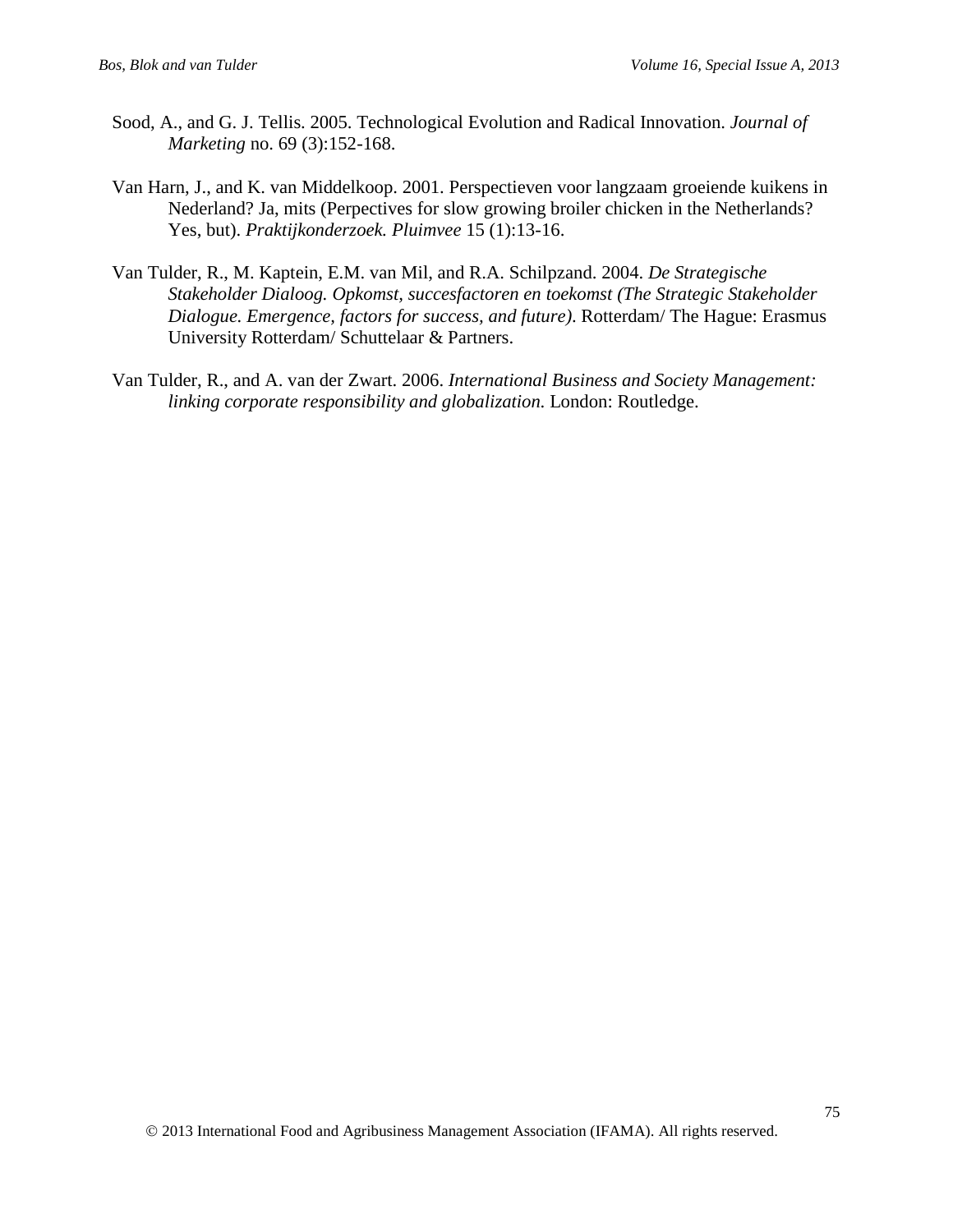Sood, A., and G. J. Tellis. 2005. Technological Evolution and Radical Innovation. *Journal of Marketing* no. 69 (3):152-168.

Van Harn, J., and K. van Middelkoop. 2001. Perspectieven voor langzaam groeiende kuikens in Nederland? Ja, mits (Perpectives for slow growing broiler chicken in the Netherlands? Yes, but). *Praktijkonderzoek. Pluimvee* 15 (1):13-16.

Van Tulder, R., M. Kaptein, E.M. van Mil, and R.A. Schilpzand. 2004. *De Strategische Stakeholder Dialoog. Opkomst, succesfactoren en toekomst (The Strategic Stakeholder Dialogue. Emergence, factors for success, and future)*. Rotterdam/ The Hague: Erasmus University Rotterdam/ Schuttelaar & Partners.

Van Tulder, R., and A. van der Zwart. 2006. *International Business and Society Management: linking corporate responsibility and globalization.* London: Routledge.